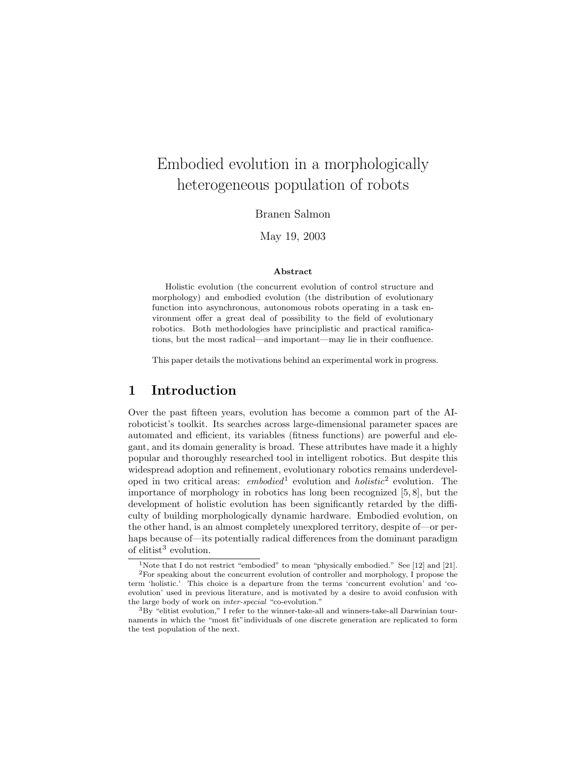# Embodied evolution in a morphologically heterogeneous population of robots

Branen Salmon

May 19, 2003

### Abstract

Holistic evolution (the concurrent evolution of control structure and morphology) and embodied evolution (the distribution of evolutionary function into asynchronous, autonomous robots operating in a task environment offer a great deal of possibility to the field of evolutionary robotics. Both methodologies have principlistic and practical ramifications, but the most radical—and important—may lie in their confluence.

This paper details the motivations behind an experimental work in progress.

## 1 Introduction

Over the past fifteen years, evolution has become a common part of the AI-roboticist's toolkit. Its searches across large-dimensional parameter spaces are automated and efficient, its variables (fitness functions) are powerful and elegant, and its domain generality is broad. These attributes have made it a highly popular and thoroughly researched tool in intelligent robotics. But despite this widespread adoption and refinement, evolutionary robotics remains underdeveloped in two critical areas: *embodied*[1] evolution and *holistic*[2] evolution. The importance of morphology in robotics has long been recognized [5, 8], but the development of holistic evolution has been significantly retarded by the difficulty of building morphologically dynamic hardware. Embodied evolution, on the other hand, is an almost completely unexplored territory, despite of—or perhaps because of—its potentially radical differences from the dominant paradigm of elitist[3] evolution.

---

[1] Note that I do not restrict "embodied" to mean "physically embodied." See [12] and [21].

[2] For speaking about the concurrent evolution of controller and morphology, I propose the term 'holistic.' This choice is a departure from the terms 'concurrent evolution' and 'co-evolution' used in previous literature, and is motivated by a desire to avoid confusion with the large body of work on *inter-special* "co-evolution."

[3] By "elitist evolution," I refer to the winner-take-all and winners-take-all Darwinian tournaments in which the "most fit" individuals of one discrete generation are replicated to form the test population of the next.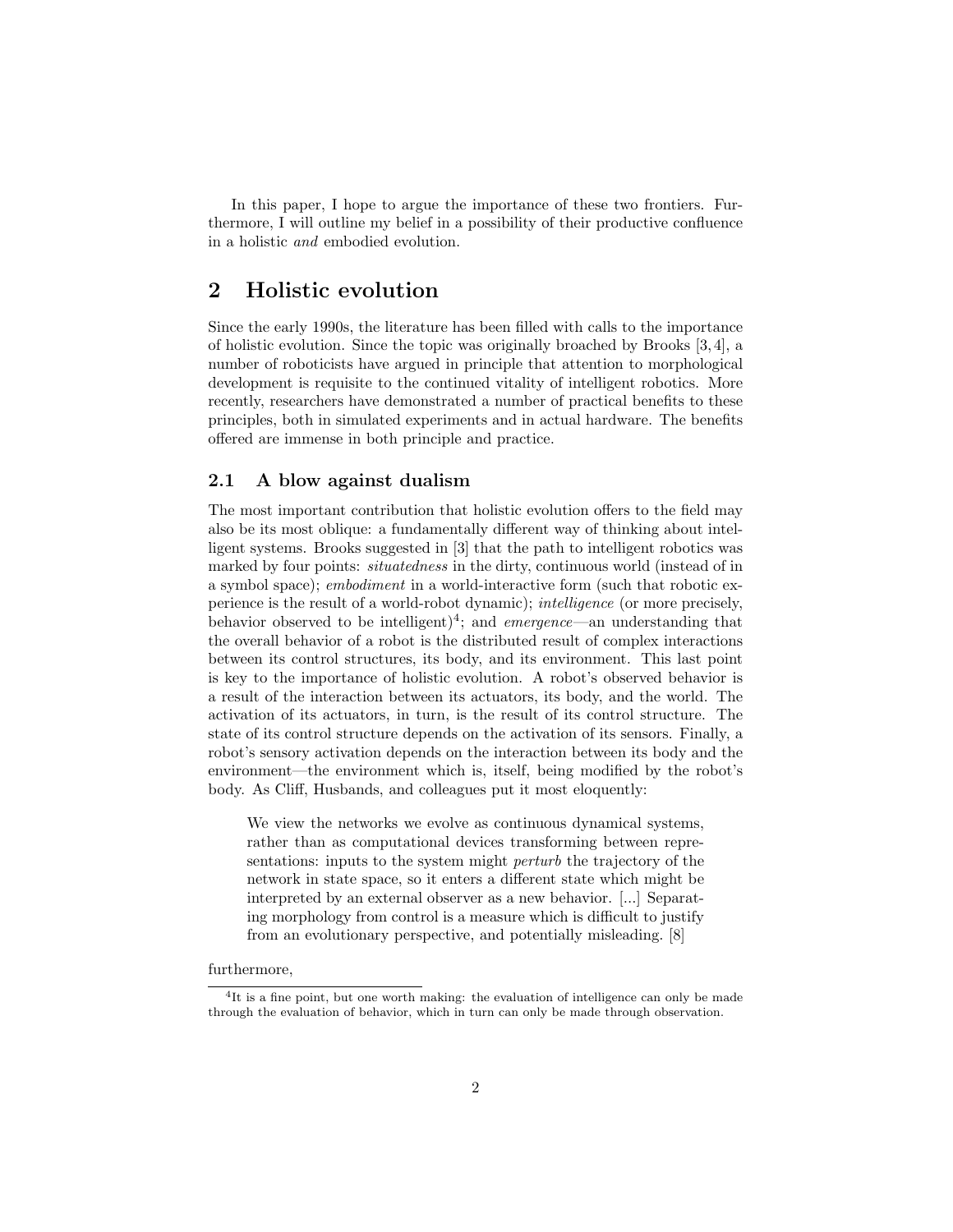In this paper, I hope to argue the importance of these two frontiers. Furthermore, I will outline my belief in a possibility of their productive confluence in a holistic *and* embodied evolution.

## 2 Holistic evolution

Since the early 1990s, the literature has been filled with calls to the importance of holistic evolution. Since the topic was originally broached by Brooks [3, 4], a number of roboticists have argued in principle that attention to morphological development is requisite to the continued vitality of intelligent robotics. More recently, researchers have demonstrated a number of practical benefits to these principles, both in simulated experiments and in actual hardware. The benefits offered are immense in both principle and practice.

### 2.1 A blow against dualism

The most important contribution that holistic evolution offers to the field may also be its most oblique: a fundamentally different way of thinking about intelligent systems. Brooks suggested in [3] that the path to intelligent robotics was marked by four points: *situatedness* in the dirty, continuous world (instead of in a symbol space); *embodiment* in a world-interactive form (such that robotic experience is the result of a world-robot dynamic); *intelligence* (or more precisely, behavior observed to be intelligent)[4]; and *emergence*—an understanding that the overall behavior of a robot is the distributed result of complex interactions between its control structures, its body, and its environment. This last point is key to the importance of holistic evolution. A robot's observed behavior is a result of the interaction between its actuators, its body, and the world. The activation of its actuators, in turn, is the result of its control structure. The state of its control structure depends on the activation of its sensors. Finally, a robot's sensory activation depends on the interaction between its body and the environment—the environment which is, itself, being modified by the robot's body. As Cliff, Husbands, and colleagues put it most eloquently:

> We view the networks we evolve as continuous dynamical systems, rather than as computational devices transforming between representations: inputs to the system might *perturb* the trajectory of the network in state space, so it enters a different state which might be interpreted by an external observer as a new behavior. [...] Separating morphology from control is a measure which is difficult to justify from an evolutionary perspective, and potentially misleading. [8]

furthermore,

[4] It is a fine point, but one worth making: the evaluation of intelligence can only be made through the evaluation of behavior, which in turn can only be made through observation.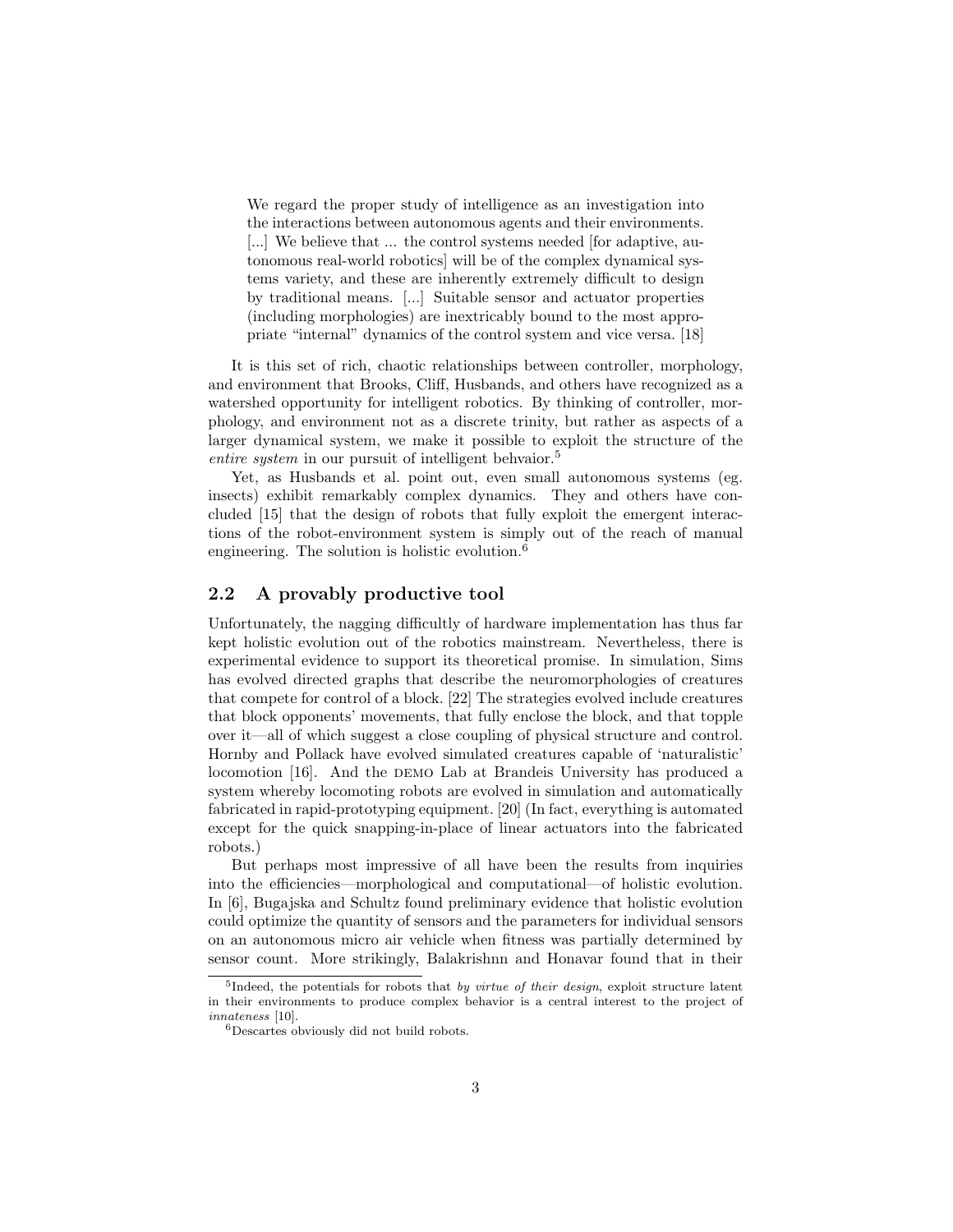> We regard the proper study of intelligence as an investigation into the interactions between autonomous agents and their environments. [...] We believe that ... the control systems needed [for adaptive, autonomous real-world robotics] will be of the complex dynamical systems variety, and these are inherently extremely difficult to design by traditional means. [...] Suitable sensor and actuator properties (including morphologies) are inextricably bound to the most appropriate "internal" dynamics of the control system and vice versa. [18]

It is this set of rich, chaotic relationships between controller, morphology, and environment that Brooks, Cliff, Husbands, and others have recognized as a watershed opportunity for intelligent robotics. By thinking of controller, morphology, and environment not as a discrete trinity, but rather as aspects of a larger dynamical system, we make it possible to exploit the structure of the *entire system* in our pursuit of intelligent behvaior.[5]

Yet, as Husbands et al. point out, even small autonomous systems (eg. insects) exhibit remarkably complex dynamics. They and others have concluded [15] that the design of robots that fully exploit the emergent interactions of the robot-environment system is simply out of the reach of manual engineering. The solution is holistic evolution.[6]

## 2.2 A provably productive tool

Unfortunately, the nagging difficultly of hardware implementation has thus far kept holistic evolution out of the robotics mainstream. Nevertheless, there is experimental evidence to support its theoretical promise. In simulation, Sims has evolved directed graphs that describe the neuromorphologies of creatures that compete for control of a block. [22] The strategies evolved include creatures that block opponents' movements, that fully enclose the block, and that topple over it—all of which suggest a close coupling of physical structure and control. Hornby and Pollack have evolved simulated creatures capable of 'naturalistic' locomotion [16]. And the DEMO Lab at Brandeis University has produced a system whereby locomoting robots are evolved in simulation and automatically fabricated in rapid-prototyping equipment. [20] (In fact, everything is automated except for the quick snapping-in-place of linear actuators into the fabricated robots.)

But perhaps most impressive of all have been the results from inquiries into the efficiencies—morphological and computational—of holistic evolution. In [6], Bugajska and Schultz found preliminary evidence that holistic evolution could optimize the quantity of sensors and the parameters for individual sensors on an autonomous micro air vehicle when fitness was partially determined by sensor count. More strikingly, Balakrishnn and Honavar found that in their

---

[5] Indeed, the potentials for robots that *by virtue of their design*, exploit structure latent in their environments to produce complex behavior is a central interest to the project of *innateness* [10].

[6] Descartes obviously did not build robots.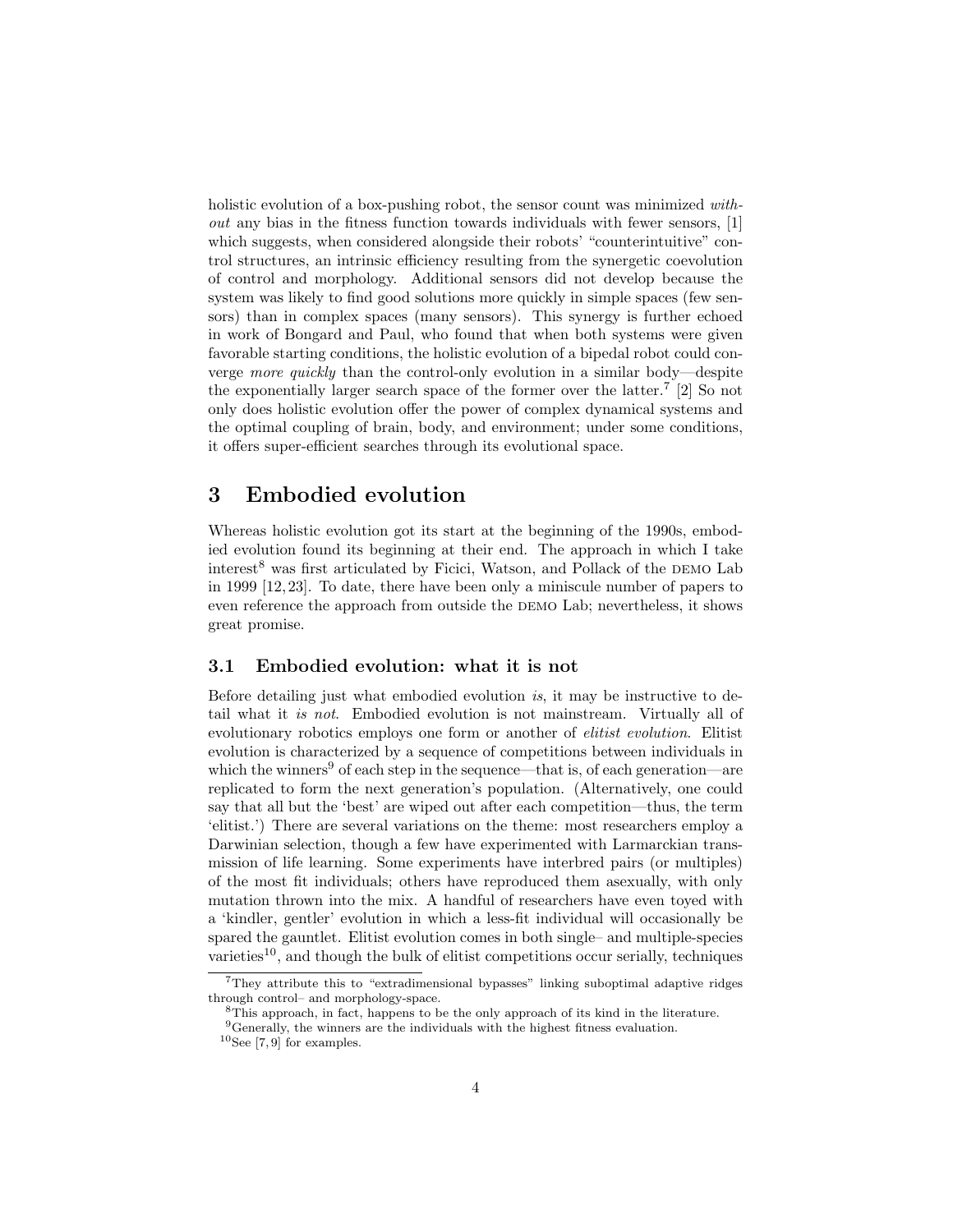holistic evolution of a box-pushing robot, the sensor count was minimized *without* any bias in the fitness function towards individuals with fewer sensors, [1] which suggests, when considered alongside their robots' "counterintuitive" control structures, an intrinsic efficiency resulting from the synergetic coevolution of control and morphology. Additional sensors did not develop because the system was likely to find good solutions more quickly in simple spaces (few sensors) than in complex spaces (many sensors). This synergy is further echoed in work of Bongard and Paul, who found that when both systems were given favorable starting conditions, the holistic evolution of a bipedal robot could converge *more quickly* than the control-only evolution in a similar body—despite the exponentially larger search space of the former over the latter.[7] [2] So not only does holistic evolution offer the power of complex dynamical systems and the optimal coupling of brain, body, and environment; under some conditions, it offers super-efficient searches through its evolutional space.

# 3 Embodied evolution

Whereas holistic evolution got its start at the beginning of the 1990s, embodied evolution found its beginning at their end. The approach in which I take interest[8] was first articulated by Ficici, Watson, and Pollack of the DEMO Lab in 1999 [12, 23]. To date, there have been only a miniscule number of papers to even reference the approach from outside the DEMO Lab; nevertheless, it shows great promise.

## 3.1 Embodied evolution: what it is not

Before detailing just what embodied evolution *is*, it may be instructive to detail what it *is not*. Embodied evolution is not mainstream. Virtually all of evolutionary robotics employs one form or another of *elitist evolution*. Elitist evolution is characterized by a sequence of competitions between individuals in which the winners[9] of each step in the sequence—that is, of each generation—are replicated to form the next generation's population. (Alternatively, one could say that all but the 'best' are wiped out after each competition—thus, the term 'elitist.') There are several variations on the theme: most researchers employ a Darwinian selection, though a few have experimented with Larmarckian transmission of life learning. Some experiments have interbred pairs (or multiples) of the most fit individuals; others have reproduced them asexually, with only mutation thrown into the mix. A handful of researchers have even toyed with a 'kindler, gentler' evolution in which a less-fit individual will occasionally be spared the gauntlet. Elitist evolution comes in both single– and multiple-species varieties[10], and though the bulk of elitist competitions occur serially, techniques

[7] They attribute this to "extradimensional bypasses" linking suboptimal adaptive ridges through control– and morphology-space.

[8] This approach, in fact, happens to be the only approach of its kind in the literature.

[9] Generally, the winners are the individuals with the highest fitness evaluation.

[10] See [7, 9] for examples.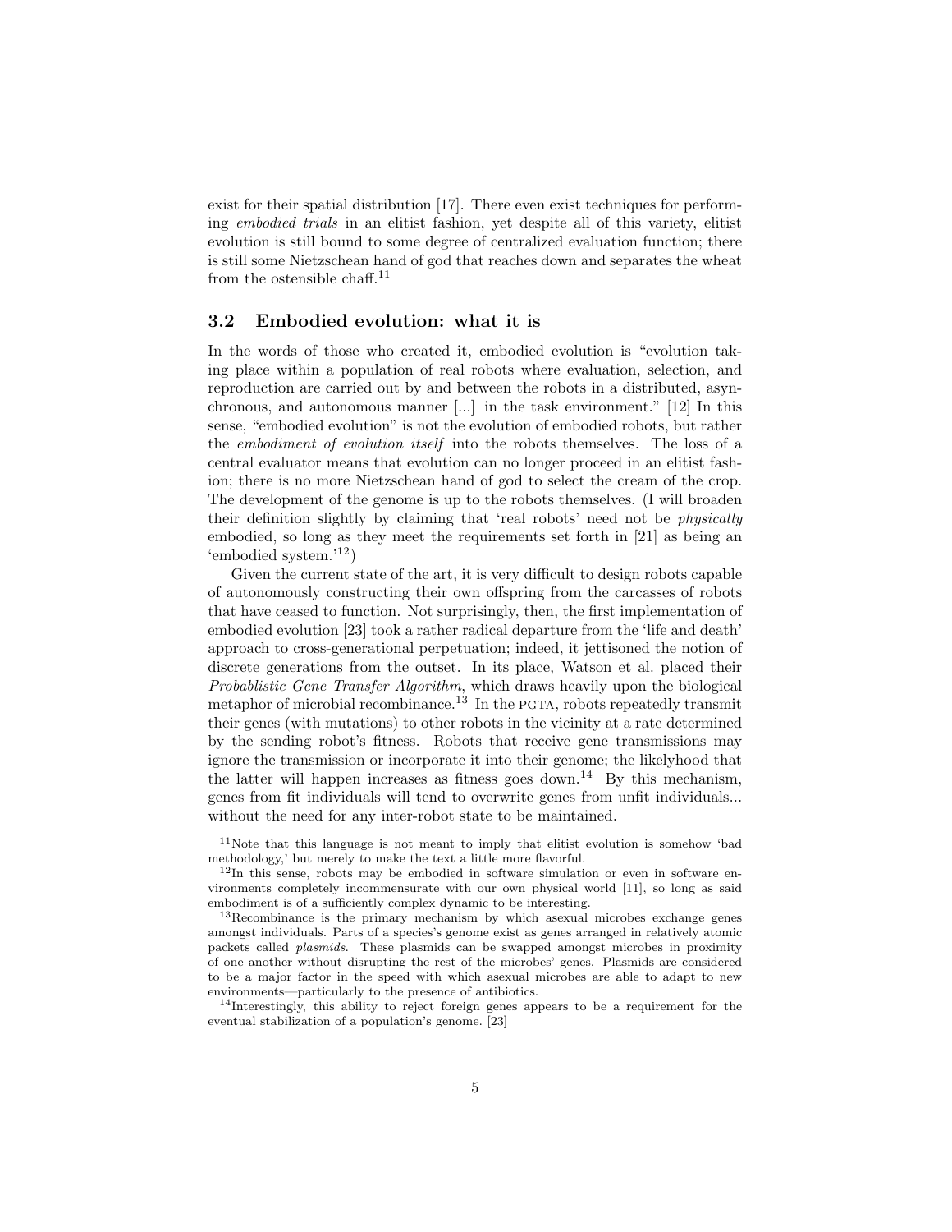exist for their spatial distribution [17]. There even exist techniques for performing *embodied trials* in an elitist fashion, yet despite all of this variety, elitist evolution is still bound to some degree of centralized evaluation function; there is still some Nietzschean hand of god that reaches down and separates the wheat from the ostensible chaff.[11]

### 3.2 Embodied evolution: what it is

In the words of those who created it, embodied evolution is "evolution taking place within a population of real robots where evaluation, selection, and reproduction are carried out by and between the robots in a distributed, asynchronous, and autonomous manner [...] in the task environment." [12] In this sense, "embodied evolution" is not the evolution of embodied robots, but rather the *embodiment of evolution itself* into the robots themselves. The loss of a central evaluator means that evolution can no longer proceed in an elitist fashion; there is no more Nietzschean hand of god to select the cream of the crop. The development of the genome is up to the robots themselves. (I will broaden their definition slightly by claiming that 'real robots' need not be *physically* embodied, so long as they meet the requirements set forth in [21] as being an 'embodied system.'[12])

Given the current state of the art, it is very difficult to design robots capable of autonomously constructing their own offspring from the carcasses of robots that have ceased to function. Not surprisingly, then, the first implementation of embodied evolution [23] took a rather radical departure from the 'life and death' approach to cross-generational perpetuation; indeed, it jettisoned the notion of discrete generations from the outset. In its place, Watson et al. placed their *Probablistic Gene Transfer Algorithm*, which draws heavily upon the biological metaphor of microbial recombinance.[13] In the PGTA, robots repeatedly transmit their genes (with mutations) to other robots in the vicinity at a rate determined by the sending robot's fitness. Robots that receive gene transmissions may ignore the transmission or incorporate it into their genome; the likelyhood that the latter will happen increases as fitness goes down.[14] By this mechanism, genes from fit individuals will tend to overwrite genes from unfit individuals... without the need for any inter-robot state to be maintained.

---

[11] Note that this language is not meant to imply that elitist evolution is somehow 'bad methodology,' but merely to make the text a little more flavorful.

[12] In this sense, robots may be embodied in software simulation or even in software environments completely incommensurate with our own physical world [11], so long as said embodiment is of a sufficiently complex dynamic to be interesting.

[13] Recombinance is the primary mechanism by which asexual microbes exchange genes amongst individuals. Parts of a species's genome exist as genes arranged in relatively atomic packets called *plasmids*. These plasmids can be swapped amongst microbes in proximity of one another without disrupting the rest of the microbes' genes. Plasmids are considered to be a major factor in the speed with which asexual microbes are able to adapt to new environments—particularly to the presence of antibiotics.

[14] Interestingly, this ability to reject foreign genes appears to be a requirement for the eventual stabilization of a population's genome. [23]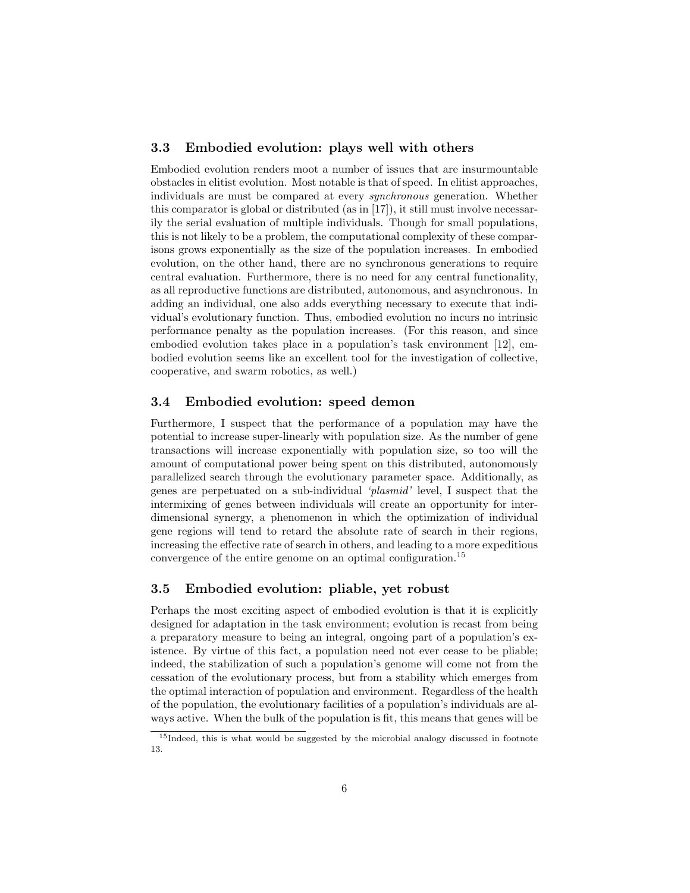### 3.3 Embodied evolution: plays well with others

Embodied evolution renders moot a number of issues that are insurmountable obstacles in elitist evolution. Most notable is that of speed. In elitist approaches, individuals are must be compared at every *synchronous* generation. Whether this comparator is global or distributed (as in [17]), it still must involve necessarily the serial evaluation of multiple individuals. Though for small populations, this is not likely to be a problem, the computational complexity of these comparisons grows exponentially as the size of the population increases. In embodied evolution, on the other hand, there are no synchronous generations to require central evaluation. Furthermore, there is no need for any central functionality, as all reproductive functions are distributed, autonomous, and asynchronous. In adding an individual, one also adds everything necessary to execute that individual's evolutionary function. Thus, embodied evolution no incurs no intrinsic performance penalty as the population increases. (For this reason, and since embodied evolution takes place in a population's task environment [12], embodied evolution seems like an excellent tool for the investigation of collective, cooperative, and swarm robotics, as well.)

### 3.4 Embodied evolution: speed demon

Furthermore, I suspect that the performance of a population may have the potential to increase super-linearly with population size. As the number of gene transactions will increase exponentially with population size, so too will the amount of computational power being spent on this distributed, autonomously parallelized search through the evolutionary parameter space. Additionally, as genes are perpetuated on a sub-individual *'plasmid'* level, I suspect that the intermixing of genes between individuals will create an opportunity for inter-dimensional synergy, a phenomenon in which the optimization of individual gene regions will tend to retard the absolute rate of search in their regions, increasing the effective rate of search in others, and leading to a more expeditious convergence of the entire genome on an optimal configuration.[15]

### 3.5 Embodied evolution: pliable, yet robust

Perhaps the most exciting aspect of embodied evolution is that it is explicitly designed for adaptation in the task environment; evolution is recast from being a preparatory measure to being an integral, ongoing part of a population's existence. By virtue of this fact, a population need not ever cease to be pliable; indeed, the stabilization of such a population's genome will come not from the cessation of the evolutionary process, but from a stability which emerges from the optimal interaction of population and environment. Regardless of the health of the population, the evolutionary facilities of a population's individuals are always active. When the bulk of the population is fit, this means that genes will be

[15] Indeed, this is what would be suggested by the microbial analogy discussed in footnote 13.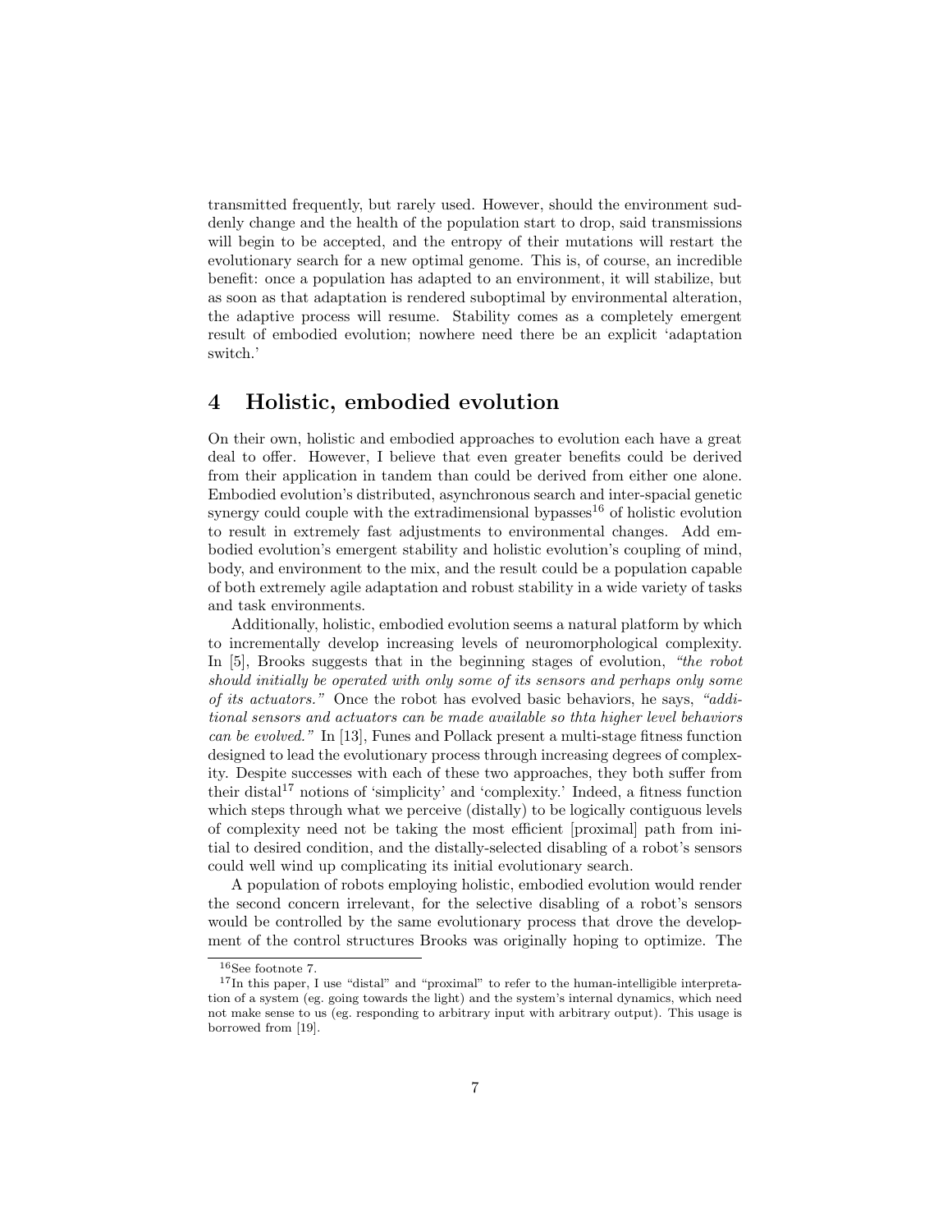transmitted frequently, but rarely used. However, should the environment suddenly change and the health of the population start to drop, said transmissions will begin to be accepted, and the entropy of their mutations will restart the evolutionary search for a new optimal genome. This is, of course, an incredible benefit: once a population has adapted to an environment, it will stabilize, but as soon as that adaptation is rendered suboptimal by environmental alteration, the adaptive process will resume. Stability comes as a completely emergent result of embodied evolution; nowhere need there be an explicit 'adaptation switch.'

## 4 Holistic, embodied evolution

On their own, holistic and embodied approaches to evolution each have a great deal to offer. However, I believe that even greater benefits could be derived from their application in tandem than could be derived from either one alone. Embodied evolution's distributed, asynchronous search and inter-spacial genetic synergy could couple with the extradimensional bypasses[16] of holistic evolution to result in extremely fast adjustments to environmental changes. Add embodied evolution's emergent stability and holistic evolution's coupling of mind, body, and environment to the mix, and the result could be a population capable of both extremely agile adaptation and robust stability in a wide variety of tasks and task environments.

Additionally, holistic, embodied evolution seems a natural platform by which to incrementally develop increasing levels of neuromorphological complexity. In [5], Brooks suggests that in the beginning stages of evolution, *"the robot should initially be operated with only some of its sensors and perhaps only some of its actuators."* Once the robot has evolved basic behaviors, he says, *"additional sensors and actuators can be made available so thta higher level behaviors can be evolved."* In [13], Funes and Pollack present a multi-stage fitness function designed to lead the evolutionary process through increasing degrees of complexity. Despite successes with each of these two approaches, they both suffer from their distal[17] notions of 'simplicity' and 'complexity.' Indeed, a fitness function which steps through what we perceive (distally) to be logically contiguous levels of complexity need not be taking the most efficient [proximal] path from initial to desired condition, and the distally-selected disabling of a robot's sensors could well wind up complicating its initial evolutionary search.

A population of robots employing holistic, embodied evolution would render the second concern irrelevant, for the selective disabling of a robot's sensors would be controlled by the same evolutionary process that drove the development of the control structures Brooks was originally hoping to optimize. The

---

[16] See footnote 7.

[17] In this paper, I use "distal" and "proximal" to refer to the human-intelligible interpretation of a system (eg. going towards the light) and the system's internal dynamics, which need not make sense to us (eg. responding to arbitrary input with arbitrary output). This usage is borrowed from [19].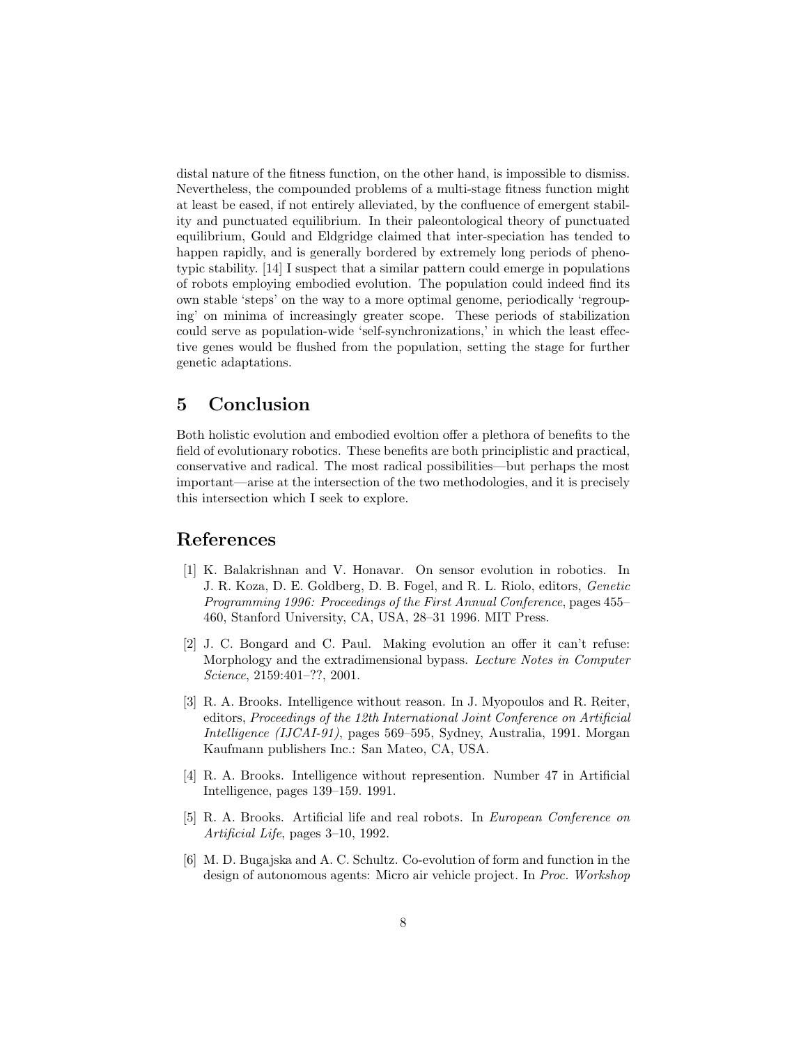distal nature of the fitness function, on the other hand, is impossible to dismiss. Nevertheless, the compounded problems of a multi-stage fitness function might at least be eased, if not entirely alleviated, by the confluence of emergent stability and punctuated equilibrium. In their paleontological theory of punctuated equilibrium, Gould and Eldgridge claimed that inter-speciation has tended to happen rapidly, and is generally bordered by extremely long periods of phenotypic stability. [14] I suspect that a similar pattern could emerge in populations of robots employing embodied evolution. The population could indeed find its own stable 'steps' on the way to a more optimal genome, periodically 'regrouping' on minima of increasingly greater scope. These periods of stabilization could serve as population-wide 'self-synchronizations,' in which the least effective genes would be flushed from the population, setting the stage for further genetic adaptations.

## 5 Conclusion

Both holistic evolution and embodied evoltion offer a plethora of benefits to the field of evolutionary robotics. These benefits are both principlistic and practical, conservative and radical. The most radical possibilities—but perhaps the most important—arise at the intersection of the two methodologies, and it is precisely this intersection which I seek to explore.

## References

[1] K. Balakrishnan and V. Honavar. On sensor evolution in robotics. In J. R. Koza, D. E. Goldberg, D. B. Fogel, and R. L. Riolo, editors, *Genetic Programming 1996: Proceedings of the First Annual Conference*, pages 455–460, Stanford University, CA, USA, 28–31 1996. MIT Press.

[2] J. C. Bongard and C. Paul. Making evolution an offer it can't refuse: Morphology and the extradimensional bypass. *Lecture Notes in Computer Science*, 2159:401–??, 2001.

[3] R. A. Brooks. Intelligence without reason. In J. Myopoulos and R. Reiter, editors, *Proceedings of the 12th International Joint Conference on Artificial Intelligence (IJCAI-91)*, pages 569–595, Sydney, Australia, 1991. Morgan Kaufmann publishers Inc.: San Mateo, CA, USA.

[4] R. A. Brooks. Intelligence without represention. Number 47 in Artificial Intelligence, pages 139–159. 1991.

[5] R. A. Brooks. Artificial life and real robots. In *European Conference on Artificial Life*, pages 3–10, 1992.

[6] M. D. Bugajska and A. C. Schultz. Co-evolution of form and function in the design of autonomous agents: Micro air vehicle project. In *Proc. Workshop*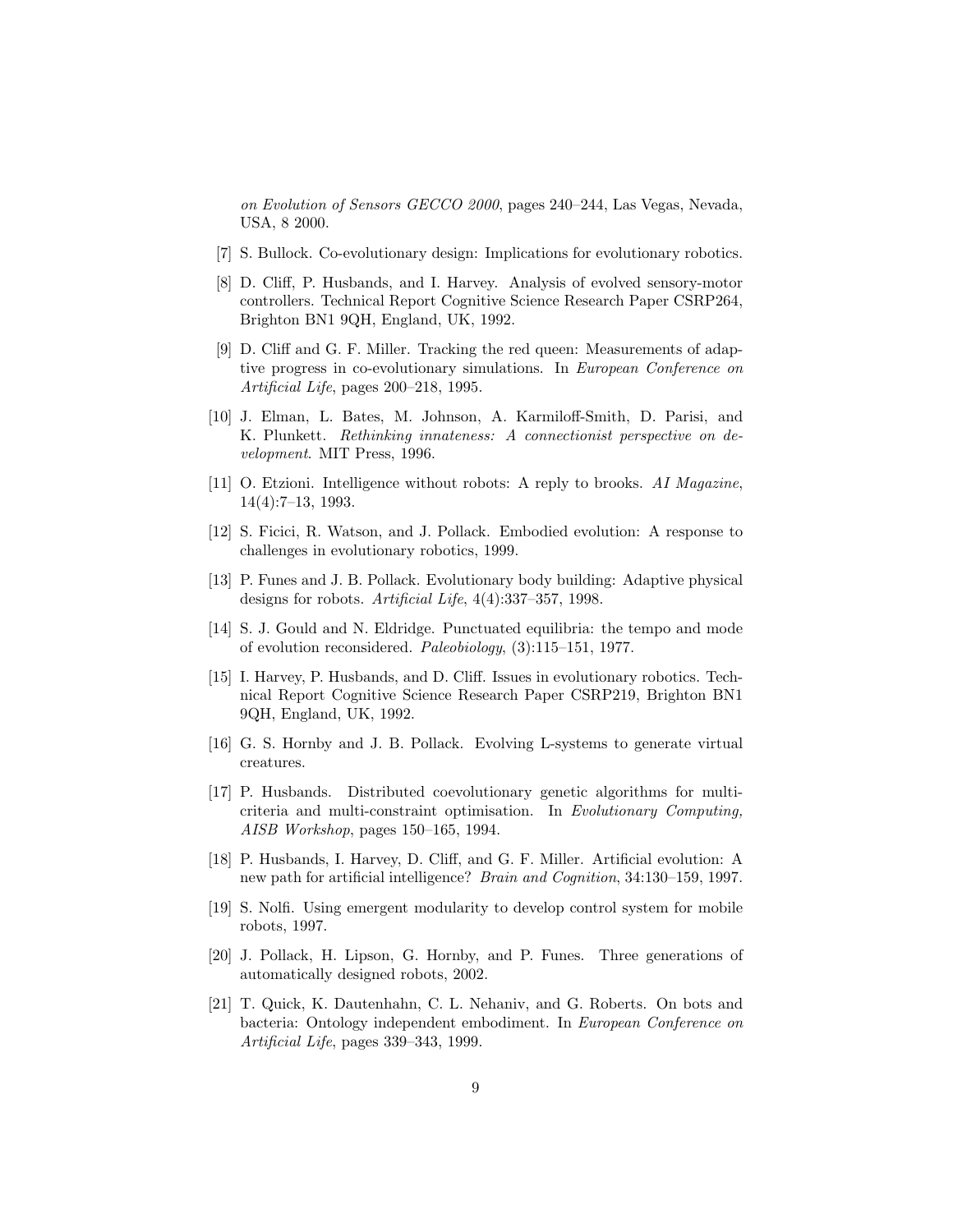*on Evolution of Sensors GECCO 2000*, pages 240–244, Las Vegas, Nevada, USA, 8 2000.

[7] S. Bullock. Co-evolutionary design: Implications for evolutionary robotics.

[8] D. Cliff, P. Husbands, and I. Harvey. Analysis of evolved sensory-motor controllers. Technical Report Cognitive Science Research Paper CSRP264, Brighton BN1 9QH, England, UK, 1992.

[9] D. Cliff and G. F. Miller. Tracking the red queen: Measurements of adaptive progress in co-evolutionary simulations. In *European Conference on Artificial Life*, pages 200–218, 1995.

[10] J. Elman, L. Bates, M. Johnson, A. Karmiloff-Smith, D. Parisi, and K. Plunkett. *Rethinking innateness: A connectionist perspective on development*. MIT Press, 1996.

[11] O. Etzioni. Intelligence without robots: A reply to brooks. *AI Magazine*, 14(4):7–13, 1993.

[12] S. Ficici, R. Watson, and J. Pollack. Embodied evolution: A response to challenges in evolutionary robotics, 1999.

[13] P. Funes and J. B. Pollack. Evolutionary body building: Adaptive physical designs for robots. *Artificial Life*, 4(4):337–357, 1998.

[14] S. J. Gould and N. Eldridge. Punctuated equilibria: the tempo and mode of evolution reconsidered. *Paleobiology*, (3):115–151, 1977.

[15] I. Harvey, P. Husbands, and D. Cliff. Issues in evolutionary robotics. Technical Report Cognitive Science Research Paper CSRP219, Brighton BN1 9QH, England, UK, 1992.

[16] G. S. Hornby and J. B. Pollack. Evolving L-systems to generate virtual creatures.

[17] P. Husbands. Distributed coevolutionary genetic algorithms for multi-criteria and multi-constraint optimisation. In *Evolutionary Computing, AISB Workshop*, pages 150–165, 1994.

[18] P. Husbands, I. Harvey, D. Cliff, and G. F. Miller. Artificial evolution: A new path for artificial intelligence? *Brain and Cognition*, 34:130–159, 1997.

[19] S. Nolfi. Using emergent modularity to develop control system for mobile robots, 1997.

[20] J. Pollack, H. Lipson, G. Hornby, and P. Funes. Three generations of automatically designed robots, 2002.

[21] T. Quick, K. Dautenhahn, C. L. Nehaniv, and G. Roberts. On bots and bacteria: Ontology independent embodiment. In *European Conference on Artificial Life*, pages 339–343, 1999.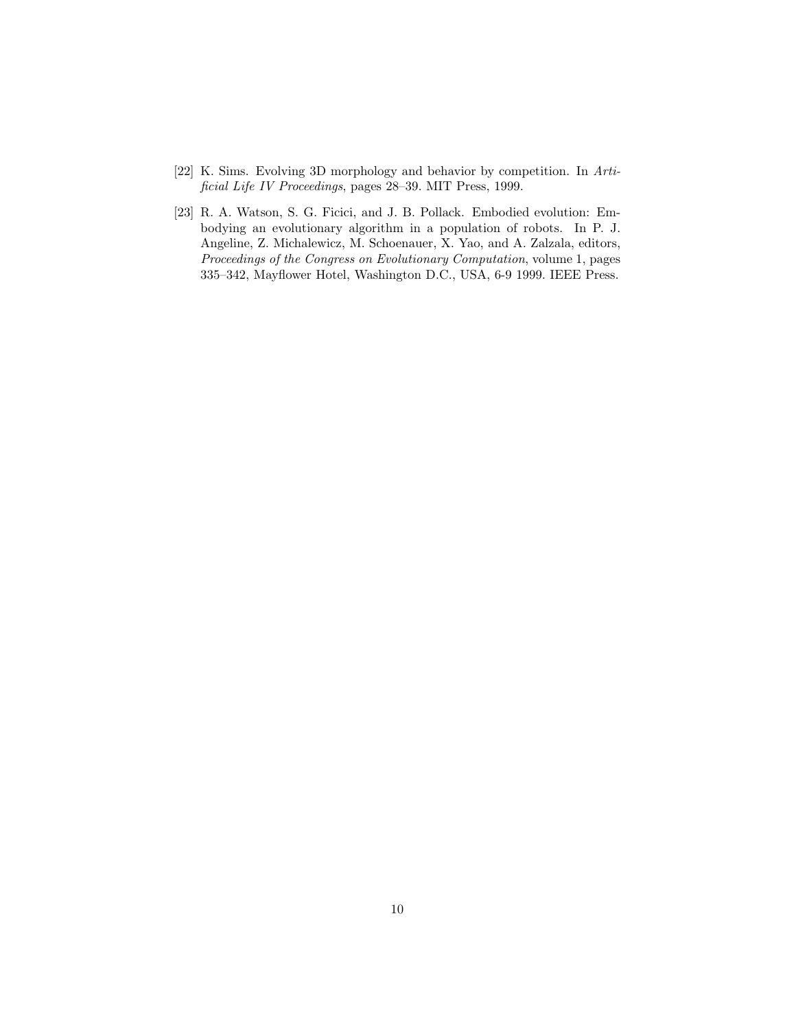[22] K. Sims. Evolving 3D morphology and behavior by competition. In *Artificial Life IV Proceedings*, pages 28–39. MIT Press, 1999.

[23] R. A. Watson, S. G. Ficici, and J. B. Pollack. Embodied evolution: Embodying an evolutionary algorithm in a population of robots. In P. J. Angeline, Z. Michalewicz, M. Schoenauer, X. Yao, and A. Zalzala, editors, *Proceedings of the Congress on Evolutionary Computation*, volume 1, pages 335–342, Mayflower Hotel, Washington D.C., USA, 6-9 1999. IEEE Press.